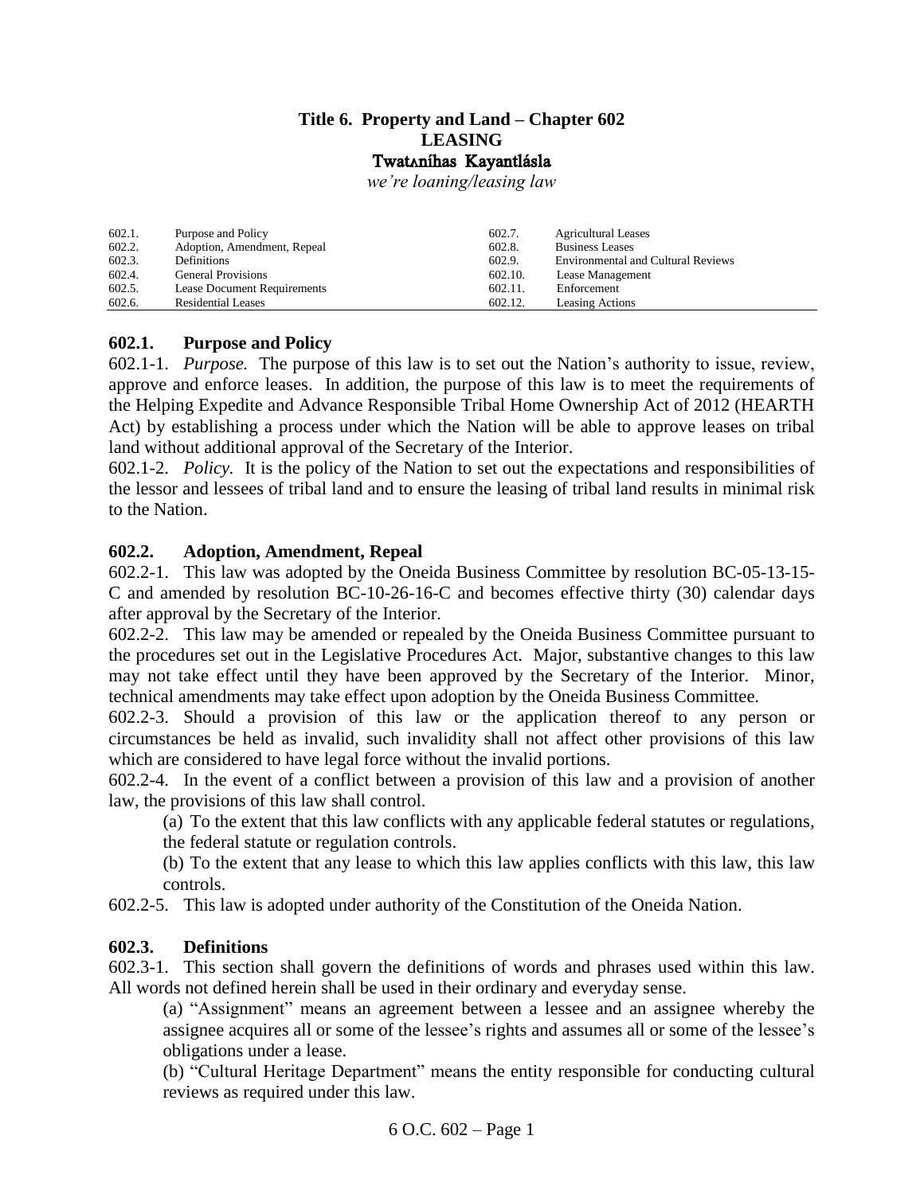# Title 6. Property and Land – Chapter 602
# LEASING
# Twatʌníhas Kayantlásla

*we're loaning/leasing law*

| | | | |
|---|---|---|---|
| 602.1. | Purpose and Policy | 602.7. | Agricultural Leases |
| 602.2. | Adoption, Amendment, Repeal | 602.8. | Business Leases |
| 602.3. | Definitions | 602.9. | Environmental and Cultural Reviews |
| 602.4. | General Provisions | 602.10. | Lease Management |
| 602.5. | Lease Document Requirements | 602.11. | Enforcement |
| 602.6. | Residential Leases | 602.12. | Leasing Actions |

## 602.1. Purpose and Policy

602.1-1. *Purpose.* The purpose of this law is to set out the Nation's authority to issue, review, approve and enforce leases. In addition, the purpose of this law is to meet the requirements of the Helping Expedite and Advance Responsible Tribal Home Ownership Act of 2012 (HEARTH Act) by establishing a process under which the Nation will be able to approve leases on tribal land without additional approval of the Secretary of the Interior.

602.1-2. *Policy.* It is the policy of the Nation to set out the expectations and responsibilities of the lessor and lessees of tribal land and to ensure the leasing of tribal land results in minimal risk to the Nation.

## 602.2. Adoption, Amendment, Repeal

602.2-1. This law was adopted by the Oneida Business Committee by resolution BC-05-13-15-C and amended by resolution BC-10-26-16-C and becomes effective thirty (30) calendar days after approval by the Secretary of the Interior.

602.2-2. This law may be amended or repealed by the Oneida Business Committee pursuant to the procedures set out in the Legislative Procedures Act. Major, substantive changes to this law may not take effect until they have been approved by the Secretary of the Interior. Minor, technical amendments may take effect upon adoption by the Oneida Business Committee.

602.2-3. Should a provision of this law or the application thereof to any person or circumstances be held as invalid, such invalidity shall not affect other provisions of this law which are considered to have legal force without the invalid portions.

602.2-4. In the event of a conflict between a provision of this law and a provision of another law, the provisions of this law shall control.

(a) To the extent that this law conflicts with any applicable federal statutes or regulations, the federal statute or regulation controls.

(b) To the extent that any lease to which this law applies conflicts with this law, this law controls.

602.2-5. This law is adopted under authority of the Constitution of the Oneida Nation.

## 602.3. Definitions

602.3-1. This section shall govern the definitions of words and phrases used within this law. All words not defined herein shall be used in their ordinary and everyday sense.

(a) "Assignment" means an agreement between a lessee and an assignee whereby the assignee acquires all or some of the lessee's rights and assumes all or some of the lessee's obligations under a lease.

(b) "Cultural Heritage Department" means the entity responsible for conducting cultural reviews as required under this law.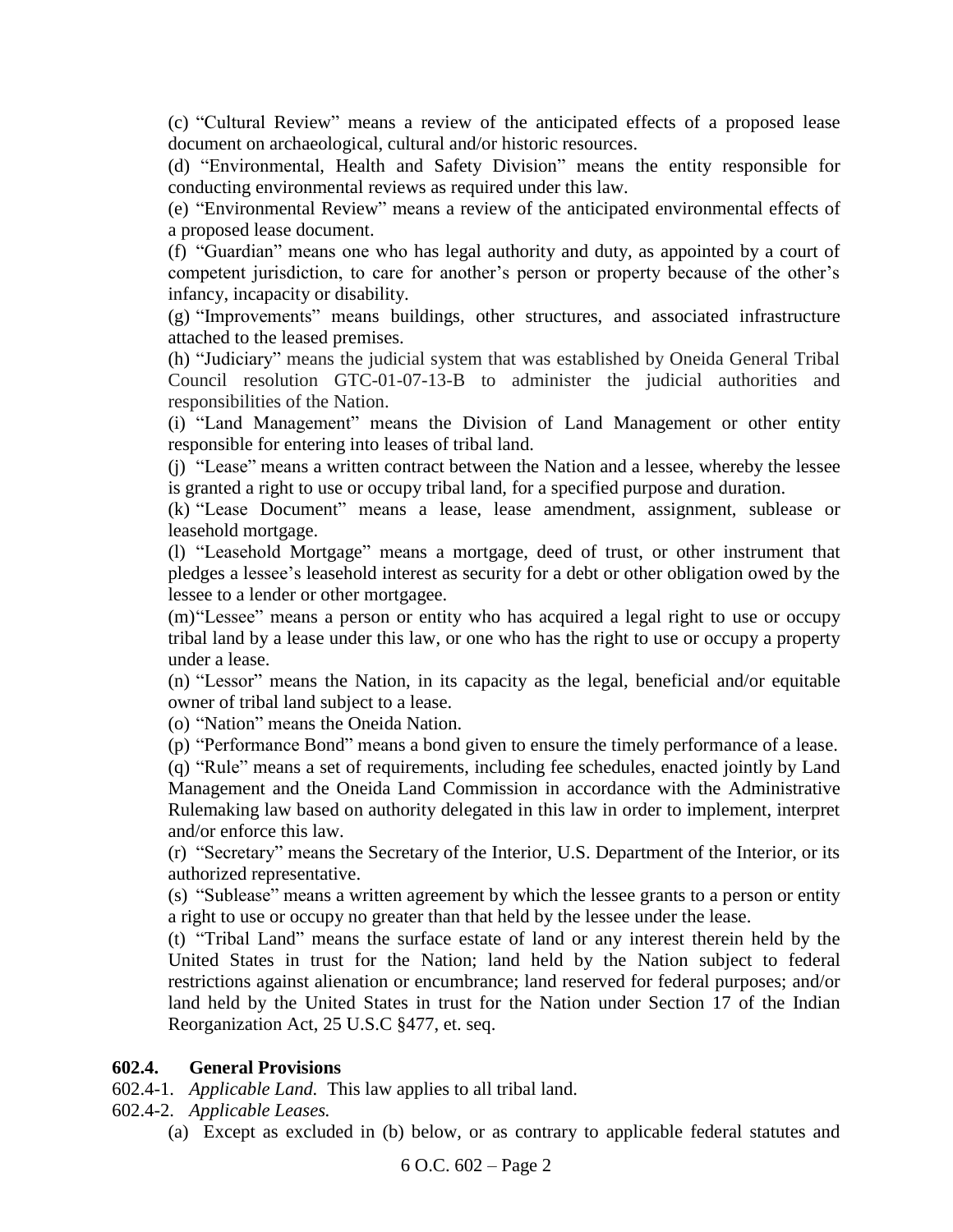(c) "Cultural Review" means a review of the anticipated effects of a proposed lease document on archaeological, cultural and/or historic resources.

(d) "Environmental, Health and Safety Division" means the entity responsible for conducting environmental reviews as required under this law.

(e) "Environmental Review" means a review of the anticipated environmental effects of a proposed lease document.

(f) "Guardian" means one who has legal authority and duty, as appointed by a court of competent jurisdiction, to care for another's person or property because of the other's infancy, incapacity or disability.

(g) "Improvements" means buildings, other structures, and associated infrastructure attached to the leased premises.

(h) "Judiciary" means the judicial system that was established by Oneida General Tribal Council resolution GTC-01-07-13-B to administer the judicial authorities and responsibilities of the Nation.

(i) "Land Management" means the Division of Land Management or other entity responsible for entering into leases of tribal land.

(j) "Lease" means a written contract between the Nation and a lessee, whereby the lessee is granted a right to use or occupy tribal land, for a specified purpose and duration.

(k) "Lease Document" means a lease, lease amendment, assignment, sublease or leasehold mortgage.

(l) "Leasehold Mortgage" means a mortgage, deed of trust, or other instrument that pledges a lessee's leasehold interest as security for a debt or other obligation owed by the lessee to a lender or other mortgagee.

(m) "Lessee" means a person or entity who has acquired a legal right to use or occupy tribal land by a lease under this law, or one who has the right to use or occupy a property under a lease.

(n) "Lessor" means the Nation, in its capacity as the legal, beneficial and/or equitable owner of tribal land subject to a lease.

(o) "Nation" means the Oneida Nation.

(p) "Performance Bond" means a bond given to ensure the timely performance of a lease.

(q) "Rule" means a set of requirements, including fee schedules, enacted jointly by Land Management and the Oneida Land Commission in accordance with the Administrative Rulemaking law based on authority delegated in this law in order to implement, interpret and/or enforce this law.

(r) "Secretary" means the Secretary of the Interior, U.S. Department of the Interior, or its authorized representative.

(s) "Sublease" means a written agreement by which the lessee grants to a person or entity a right to use or occupy no greater than that held by the lessee under the lease.

(t) "Tribal Land" means the surface estate of land or any interest therein held by the United States in trust for the Nation; land held by the Nation subject to federal restrictions against alienation or encumbrance; land reserved for federal purposes; and/or land held by the United States in trust for the Nation under Section 17 of the Indian Reorganization Act, 25 U.S.C §477, et. seq.

## 602.4. General Provisions

602.4-1. *Applicable Land.* This law applies to all tribal land.

602.4-2. *Applicable Leases.*

(a) Except as excluded in (b) below, or as contrary to applicable federal statutes and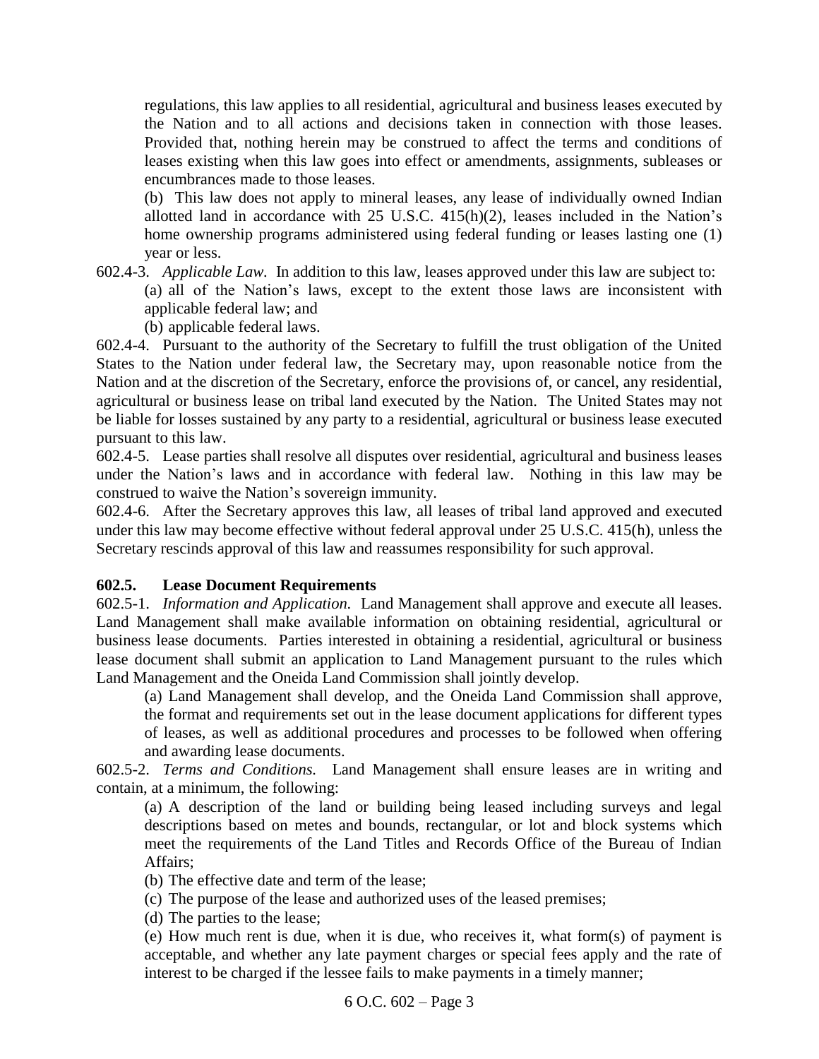regulations, this law applies to all residential, agricultural and business leases executed by the Nation and to all actions and decisions taken in connection with those leases. Provided that, nothing herein may be construed to affect the terms and conditions of leases existing when this law goes into effect or amendments, assignments, subleases or encumbrances made to those leases.

(b) This law does not apply to mineral leases, any lease of individually owned Indian allotted land in accordance with 25 U.S.C. 415(h)(2), leases included in the Nation's home ownership programs administered using federal funding or leases lasting one (1) year or less.

602.4-3. *Applicable Law.* In addition to this law, leases approved under this law are subject to:

(a) all of the Nation's laws, except to the extent those laws are inconsistent with applicable federal law; and

(b) applicable federal laws.

602.4-4. Pursuant to the authority of the Secretary to fulfill the trust obligation of the United States to the Nation under federal law, the Secretary may, upon reasonable notice from the Nation and at the discretion of the Secretary, enforce the provisions of, or cancel, any residential, agricultural or business lease on tribal land executed by the Nation. The United States may not be liable for losses sustained by any party to a residential, agricultural or business lease executed pursuant to this law.

602.4-5. Lease parties shall resolve all disputes over residential, agricultural and business leases under the Nation's laws and in accordance with federal law. Nothing in this law may be construed to waive the Nation's sovereign immunity.

602.4-6. After the Secretary approves this law, all leases of tribal land approved and executed under this law may become effective without federal approval under 25 U.S.C. 415(h), unless the Secretary rescinds approval of this law and reassumes responsibility for such approval.

**602.5. Lease Document Requirements**

602.5-1. *Information and Application.* Land Management shall approve and execute all leases. Land Management shall make available information on obtaining residential, agricultural or business lease documents. Parties interested in obtaining a residential, agricultural or business lease document shall submit an application to Land Management pursuant to the rules which Land Management and the Oneida Land Commission shall jointly develop.

(a) Land Management shall develop, and the Oneida Land Commission shall approve, the format and requirements set out in the lease document applications for different types of leases, as well as additional procedures and processes to be followed when offering and awarding lease documents.

602.5-2. *Terms and Conditions.* Land Management shall ensure leases are in writing and contain, at a minimum, the following:

(a) A description of the land or building being leased including surveys and legal descriptions based on metes and bounds, rectangular, or lot and block systems which meet the requirements of the Land Titles and Records Office of the Bureau of Indian Affairs;

(b) The effective date and term of the lease;

(c) The purpose of the lease and authorized uses of the leased premises;

(d) The parties to the lease;

(e) How much rent is due, when it is due, who receives it, what form(s) of payment is acceptable, and whether any late payment charges or special fees apply and the rate of interest to be charged if the lessee fails to make payments in a timely manner;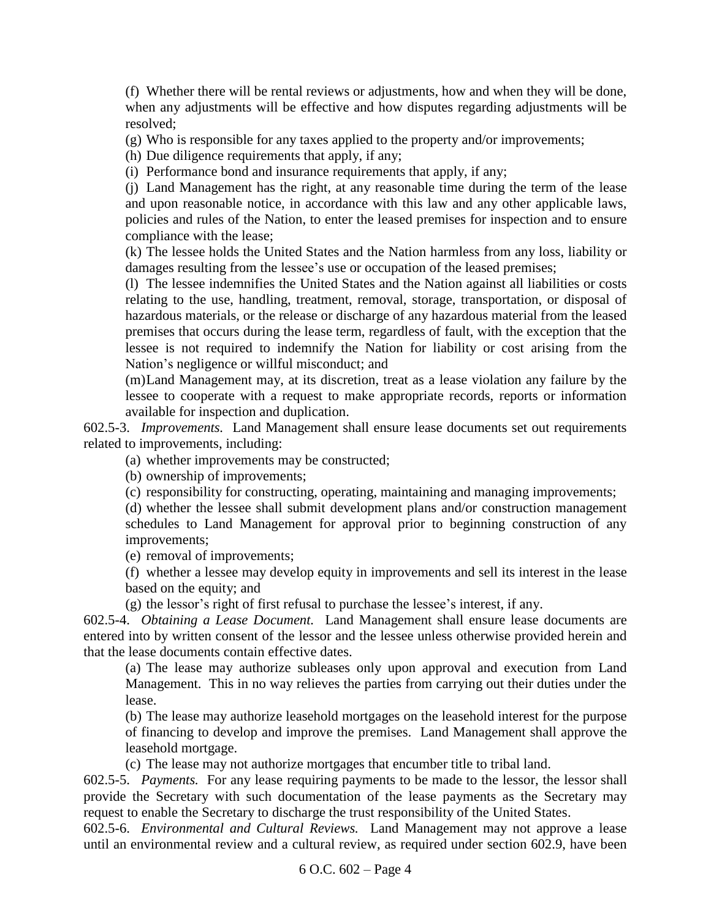(f) Whether there will be rental reviews or adjustments, how and when they will be done, when any adjustments will be effective and how disputes regarding adjustments will be resolved;

(g) Who is responsible for any taxes applied to the property and/or improvements;

(h) Due diligence requirements that apply, if any;

(i) Performance bond and insurance requirements that apply, if any;

(j) Land Management has the right, at any reasonable time during the term of the lease and upon reasonable notice, in accordance with this law and any other applicable laws, policies and rules of the Nation, to enter the leased premises for inspection and to ensure compliance with the lease;

(k) The lessee holds the United States and the Nation harmless from any loss, liability or damages resulting from the lessee's use or occupation of the leased premises;

(l) The lessee indemnifies the United States and the Nation against all liabilities or costs relating to the use, handling, treatment, removal, storage, transportation, or disposal of hazardous materials, or the release or discharge of any hazardous material from the leased premises that occurs during the lease term, regardless of fault, with the exception that the lessee is not required to indemnify the Nation for liability or cost arising from the Nation's negligence or willful misconduct; and

(m) Land Management may, at its discretion, treat as a lease violation any failure by the lessee to cooperate with a request to make appropriate records, reports or information available for inspection and duplication.

602.5-3. *Improvements.* Land Management shall ensure lease documents set out requirements related to improvements, including:

(a) whether improvements may be constructed;

(b) ownership of improvements;

(c) responsibility for constructing, operating, maintaining and managing improvements;

(d) whether the lessee shall submit development plans and/or construction management schedules to Land Management for approval prior to beginning construction of any improvements;

(e) removal of improvements;

(f) whether a lessee may develop equity in improvements and sell its interest in the lease based on the equity; and

(g) the lessor's right of first refusal to purchase the lessee's interest, if any.

602.5-4. *Obtaining a Lease Document.* Land Management shall ensure lease documents are entered into by written consent of the lessor and the lessee unless otherwise provided herein and that the lease documents contain effective dates.

(a) The lease may authorize subleases only upon approval and execution from Land Management. This in no way relieves the parties from carrying out their duties under the lease.

(b) The lease may authorize leasehold mortgages on the leasehold interest for the purpose of financing to develop and improve the premises. Land Management shall approve the leasehold mortgage.

(c) The lease may not authorize mortgages that encumber title to tribal land.

602.5-5. *Payments.* For any lease requiring payments to be made to the lessor, the lessor shall provide the Secretary with such documentation of the lease payments as the Secretary may request to enable the Secretary to discharge the trust responsibility of the United States.

602.5-6. *Environmental and Cultural Reviews.* Land Management may not approve a lease until an environmental review and a cultural review, as required under section 602.9, have been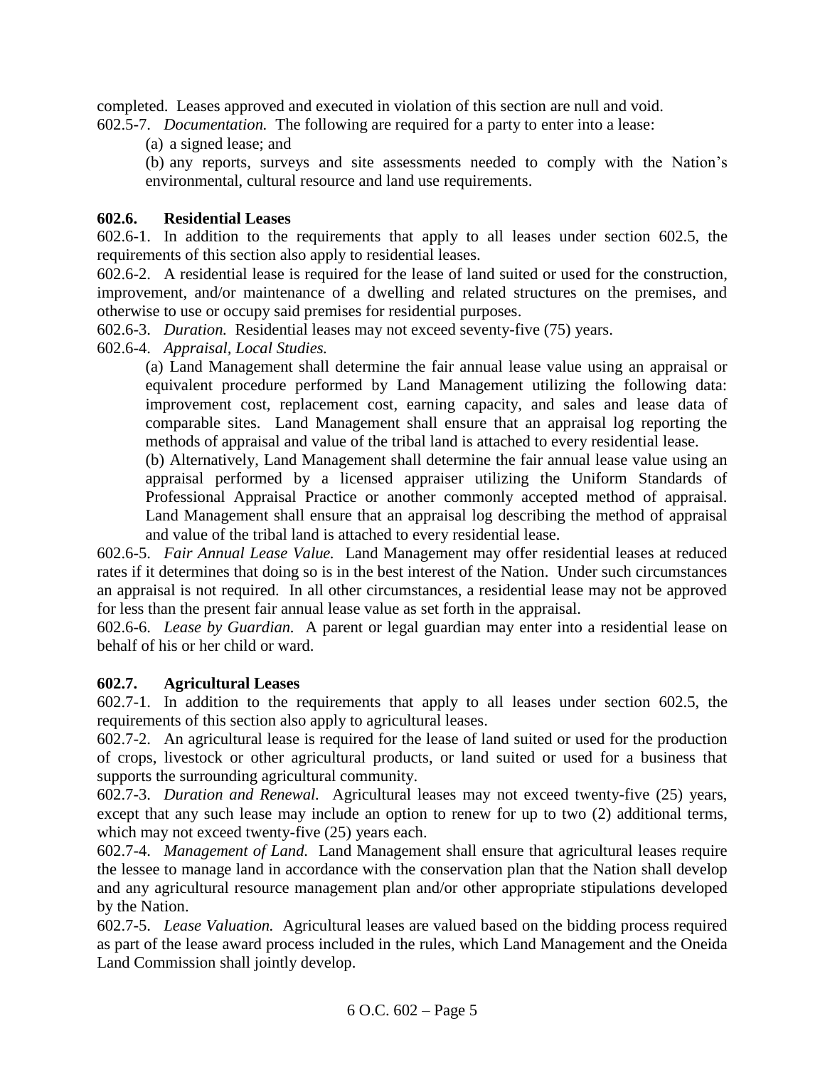completed. Leases approved and executed in violation of this section are null and void.

602.5-7. *Documentation.* The following are required for a party to enter into a lease:

(a) a signed lease; and

(b) any reports, surveys and site assessments needed to comply with the Nation's environmental, cultural resource and land use requirements.

### 602.6. Residential Leases

602.6-1. In addition to the requirements that apply to all leases under section 602.5, the requirements of this section also apply to residential leases.

602.6-2. A residential lease is required for the lease of land suited or used for the construction, improvement, and/or maintenance of a dwelling and related structures on the premises, and otherwise to use or occupy said premises for residential purposes.

602.6-3. *Duration.* Residential leases may not exceed seventy-five (75) years.

602.6-4. *Appraisal, Local Studies.*

(a) Land Management shall determine the fair annual lease value using an appraisal or equivalent procedure performed by Land Management utilizing the following data: improvement cost, replacement cost, earning capacity, and sales and lease data of comparable sites. Land Management shall ensure that an appraisal log reporting the methods of appraisal and value of the tribal land is attached to every residential lease.

(b) Alternatively, Land Management shall determine the fair annual lease value using an appraisal performed by a licensed appraiser utilizing the Uniform Standards of Professional Appraisal Practice or another commonly accepted method of appraisal. Land Management shall ensure that an appraisal log describing the method of appraisal and value of the tribal land is attached to every residential lease.

602.6-5. *Fair Annual Lease Value.* Land Management may offer residential leases at reduced rates if it determines that doing so is in the best interest of the Nation. Under such circumstances an appraisal is not required. In all other circumstances, a residential lease may not be approved for less than the present fair annual lease value as set forth in the appraisal.

602.6-6. *Lease by Guardian.* A parent or legal guardian may enter into a residential lease on behalf of his or her child or ward.

### 602.7. Agricultural Leases

602.7-1. In addition to the requirements that apply to all leases under section 602.5, the requirements of this section also apply to agricultural leases.

602.7-2. An agricultural lease is required for the lease of land suited or used for the production of crops, livestock or other agricultural products, or land suited or used for a business that supports the surrounding agricultural community.

602.7-3. *Duration and Renewal.* Agricultural leases may not exceed twenty-five (25) years, except that any such lease may include an option to renew for up to two (2) additional terms, which may not exceed twenty-five (25) years each.

602.7-4. *Management of Land.* Land Management shall ensure that agricultural leases require the lessee to manage land in accordance with the conservation plan that the Nation shall develop and any agricultural resource management plan and/or other appropriate stipulations developed by the Nation.

602.7-5. *Lease Valuation.* Agricultural leases are valued based on the bidding process required as part of the lease award process included in the rules, which Land Management and the Oneida Land Commission shall jointly develop.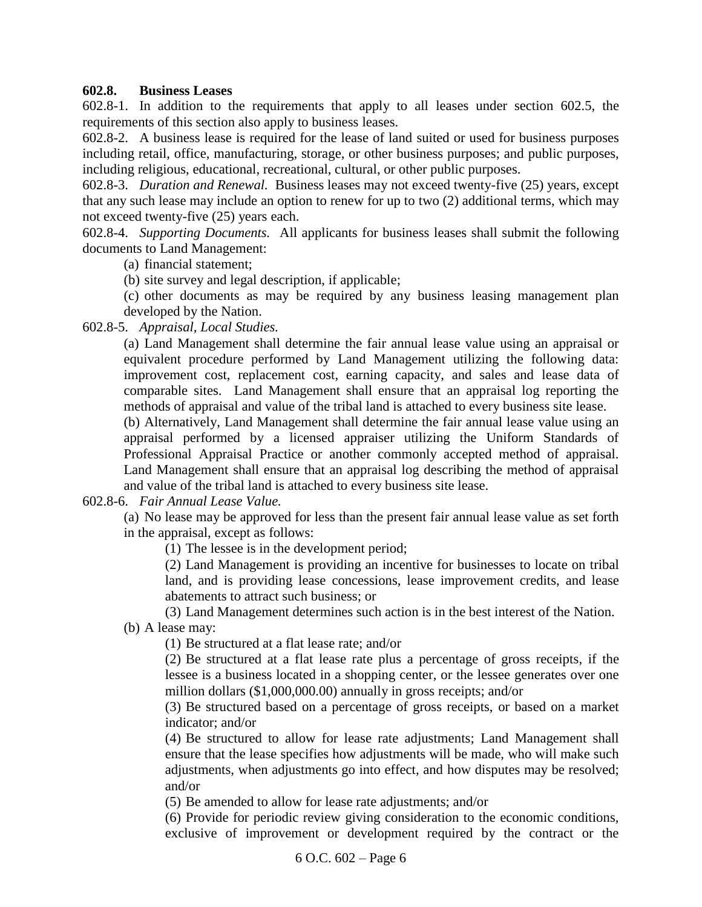**602.8. Business Leases**

602.8-1. In addition to the requirements that apply to all leases under section 602.5, the requirements of this section also apply to business leases.

602.8-2. A business lease is required for the lease of land suited or used for business purposes including retail, office, manufacturing, storage, or other business purposes; and public purposes, including religious, educational, recreational, cultural, or other public purposes.

602.8-3. *Duration and Renewal.* Business leases may not exceed twenty-five (25) years, except that any such lease may include an option to renew for up to two (2) additional terms, which may not exceed twenty-five (25) years each.

602.8-4. *Supporting Documents.* All applicants for business leases shall submit the following documents to Land Management:

(a) financial statement;

(b) site survey and legal description, if applicable;

(c) other documents as may be required by any business leasing management plan developed by the Nation.

602.8-5. *Appraisal, Local Studies.*

(a) Land Management shall determine the fair annual lease value using an appraisal or equivalent procedure performed by Land Management utilizing the following data: improvement cost, replacement cost, earning capacity, and sales and lease data of comparable sites. Land Management shall ensure that an appraisal log reporting the methods of appraisal and value of the tribal land is attached to every business site lease.

(b) Alternatively, Land Management shall determine the fair annual lease value using an appraisal performed by a licensed appraiser utilizing the Uniform Standards of Professional Appraisal Practice or another commonly accepted method of appraisal. Land Management shall ensure that an appraisal log describing the method of appraisal and value of the tribal land is attached to every business site lease.

602.8-6. *Fair Annual Lease Value.*

(a) No lease may be approved for less than the present fair annual lease value as set forth in the appraisal, except as follows:

(1) The lessee is in the development period;

(2) Land Management is providing an incentive for businesses to locate on tribal land, and is providing lease concessions, lease improvement credits, and lease abatements to attract such business; or

(3) Land Management determines such action is in the best interest of the Nation.

(b) A lease may:

(1) Be structured at a flat lease rate; and/or

(2) Be structured at a flat lease rate plus a percentage of gross receipts, if the lessee is a business located in a shopping center, or the lessee generates over one million dollars ($1,000,000.00) annually in gross receipts; and/or

(3) Be structured based on a percentage of gross receipts, or based on a market indicator; and/or

(4) Be structured to allow for lease rate adjustments; Land Management shall ensure that the lease specifies how adjustments will be made, who will make such adjustments, when adjustments go into effect, and how disputes may be resolved; and/or

(5) Be amended to allow for lease rate adjustments; and/or

(6) Provide for periodic review giving consideration to the economic conditions, exclusive of improvement or development required by the contract or the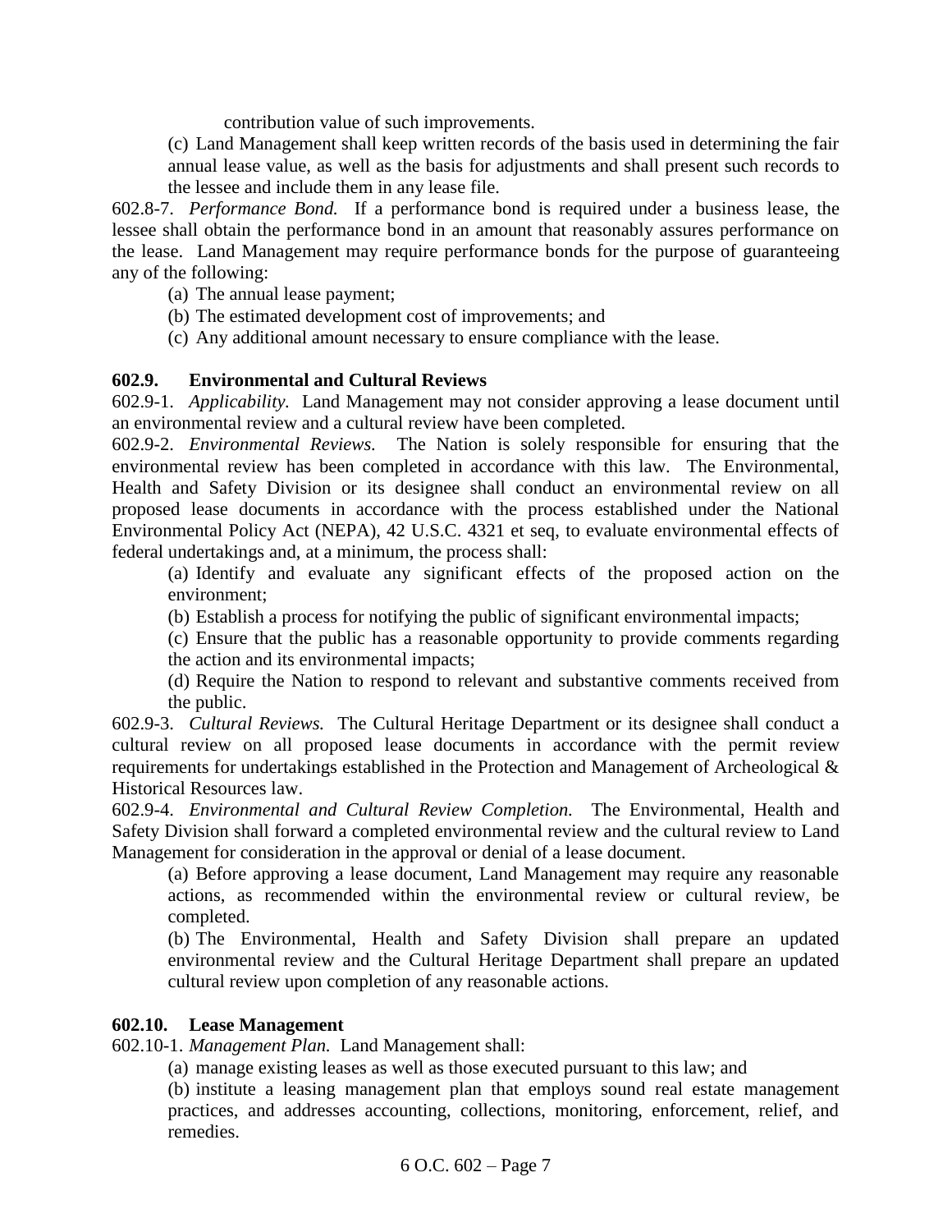contribution value of such improvements.

(c) Land Management shall keep written records of the basis used in determining the fair annual lease value, as well as the basis for adjustments and shall present such records to the lessee and include them in any lease file.

602.8-7. *Performance Bond.* If a performance bond is required under a business lease, the lessee shall obtain the performance bond in an amount that reasonably assures performance on the lease. Land Management may require performance bonds for the purpose of guaranteeing any of the following:

(a) The annual lease payment;

(b) The estimated development cost of improvements; and

(c) Any additional amount necessary to ensure compliance with the lease.

**602.9. Environmental and Cultural Reviews**

602.9-1. *Applicability.* Land Management may not consider approving a lease document until an environmental review and a cultural review have been completed.

602.9-2. *Environmental Reviews.* The Nation is solely responsible for ensuring that the environmental review has been completed in accordance with this law. The Environmental, Health and Safety Division or its designee shall conduct an environmental review on all proposed lease documents in accordance with the process established under the National Environmental Policy Act (NEPA), 42 U.S.C. 4321 et seq, to evaluate environmental effects of federal undertakings and, at a minimum, the process shall:

(a) Identify and evaluate any significant effects of the proposed action on the environment;

(b) Establish a process for notifying the public of significant environmental impacts;

(c) Ensure that the public has a reasonable opportunity to provide comments regarding the action and its environmental impacts;

(d) Require the Nation to respond to relevant and substantive comments received from the public.

602.9-3. *Cultural Reviews.* The Cultural Heritage Department or its designee shall conduct a cultural review on all proposed lease documents in accordance with the permit review requirements for undertakings established in the Protection and Management of Archeological & Historical Resources law.

602.9-4. *Environmental and Cultural Review Completion.* The Environmental, Health and Safety Division shall forward a completed environmental review and the cultural review to Land Management for consideration in the approval or denial of a lease document.

(a) Before approving a lease document, Land Management may require any reasonable actions, as recommended within the environmental review or cultural review, be completed.

(b) The Environmental, Health and Safety Division shall prepare an updated environmental review and the Cultural Heritage Department shall prepare an updated cultural review upon completion of any reasonable actions.

**602.10. Lease Management**

602.10-1. *Management Plan.* Land Management shall:

(a) manage existing leases as well as those executed pursuant to this law; and

(b) institute a leasing management plan that employs sound real estate management practices, and addresses accounting, collections, monitoring, enforcement, relief, and remedies.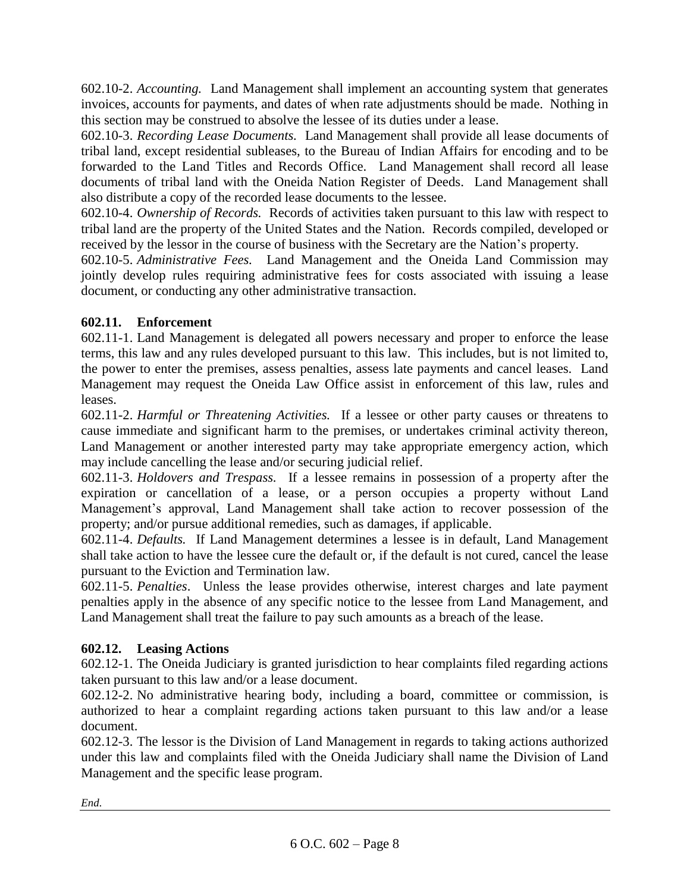602.10-2. *Accounting.* Land Management shall implement an accounting system that generates invoices, accounts for payments, and dates of when rate adjustments should be made. Nothing in this section may be construed to absolve the lessee of its duties under a lease.

602.10-3. *Recording Lease Documents.* Land Management shall provide all lease documents of tribal land, except residential subleases, to the Bureau of Indian Affairs for encoding and to be forwarded to the Land Titles and Records Office. Land Management shall record all lease documents of tribal land with the Oneida Nation Register of Deeds. Land Management shall also distribute a copy of the recorded lease documents to the lessee.

602.10-4. *Ownership of Records.* Records of activities taken pursuant to this law with respect to tribal land are the property of the United States and the Nation. Records compiled, developed or received by the lessor in the course of business with the Secretary are the Nation's property.

602.10-5. *Administrative Fees.* Land Management and the Oneida Land Commission may jointly develop rules requiring administrative fees for costs associated with issuing a lease document, or conducting any other administrative transaction.

## 602.11. Enforcement

602.11-1. Land Management is delegated all powers necessary and proper to enforce the lease terms, this law and any rules developed pursuant to this law. This includes, but is not limited to, the power to enter the premises, assess penalties, assess late payments and cancel leases. Land Management may request the Oneida Law Office assist in enforcement of this law, rules and leases.

602.11-2. *Harmful or Threatening Activities.* If a lessee or other party causes or threatens to cause immediate and significant harm to the premises, or undertakes criminal activity thereon, Land Management or another interested party may take appropriate emergency action, which may include cancelling the lease and/or securing judicial relief.

602.11-3. *Holdovers and Trespass.* If a lessee remains in possession of a property after the expiration or cancellation of a lease, or a person occupies a property without Land Management's approval, Land Management shall take action to recover possession of the property; and/or pursue additional remedies, such as damages, if applicable.

602.11-4. *Defaults.* If Land Management determines a lessee is in default, Land Management shall take action to have the lessee cure the default or, if the default is not cured, cancel the lease pursuant to the Eviction and Termination law.

602.11-5. *Penalties*. Unless the lease provides otherwise, interest charges and late payment penalties apply in the absence of any specific notice to the lessee from Land Management, and Land Management shall treat the failure to pay such amounts as a breach of the lease.

## 602.12. Leasing Actions

602.12-1. The Oneida Judiciary is granted jurisdiction to hear complaints filed regarding actions taken pursuant to this law and/or a lease document.

602.12-2. No administrative hearing body, including a board, committee or commission, is authorized to hear a complaint regarding actions taken pursuant to this law and/or a lease document.

602.12-3. The lessor is the Division of Land Management in regards to taking actions authorized under this law and complaints filed with the Oneida Judiciary shall name the Division of Land Management and the specific lease program.

*End.*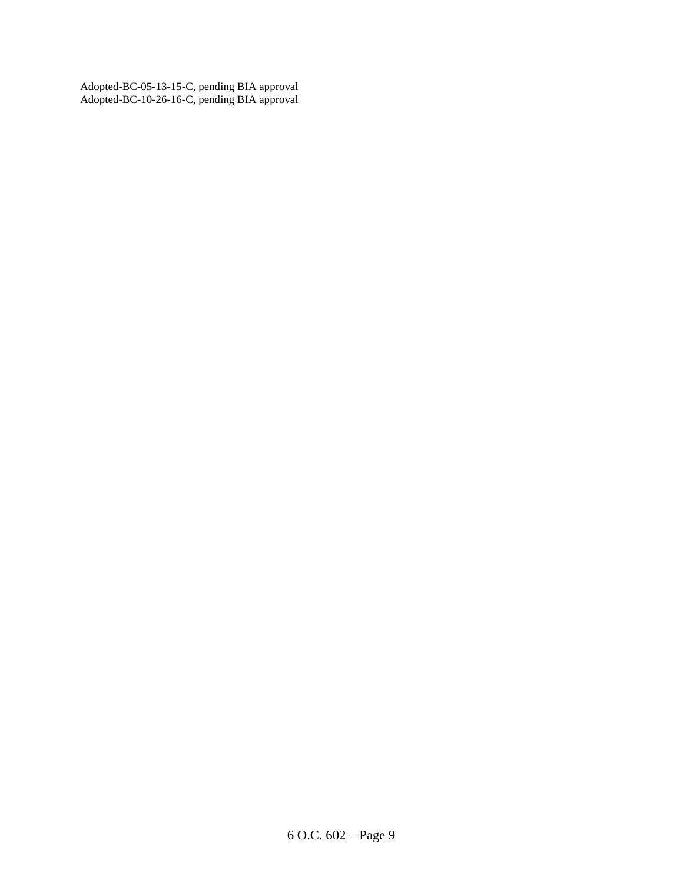Adopted-BC-05-13-15-C, pending BIA approval
Adopted-BC-10-26-16-C, pending BIA approval